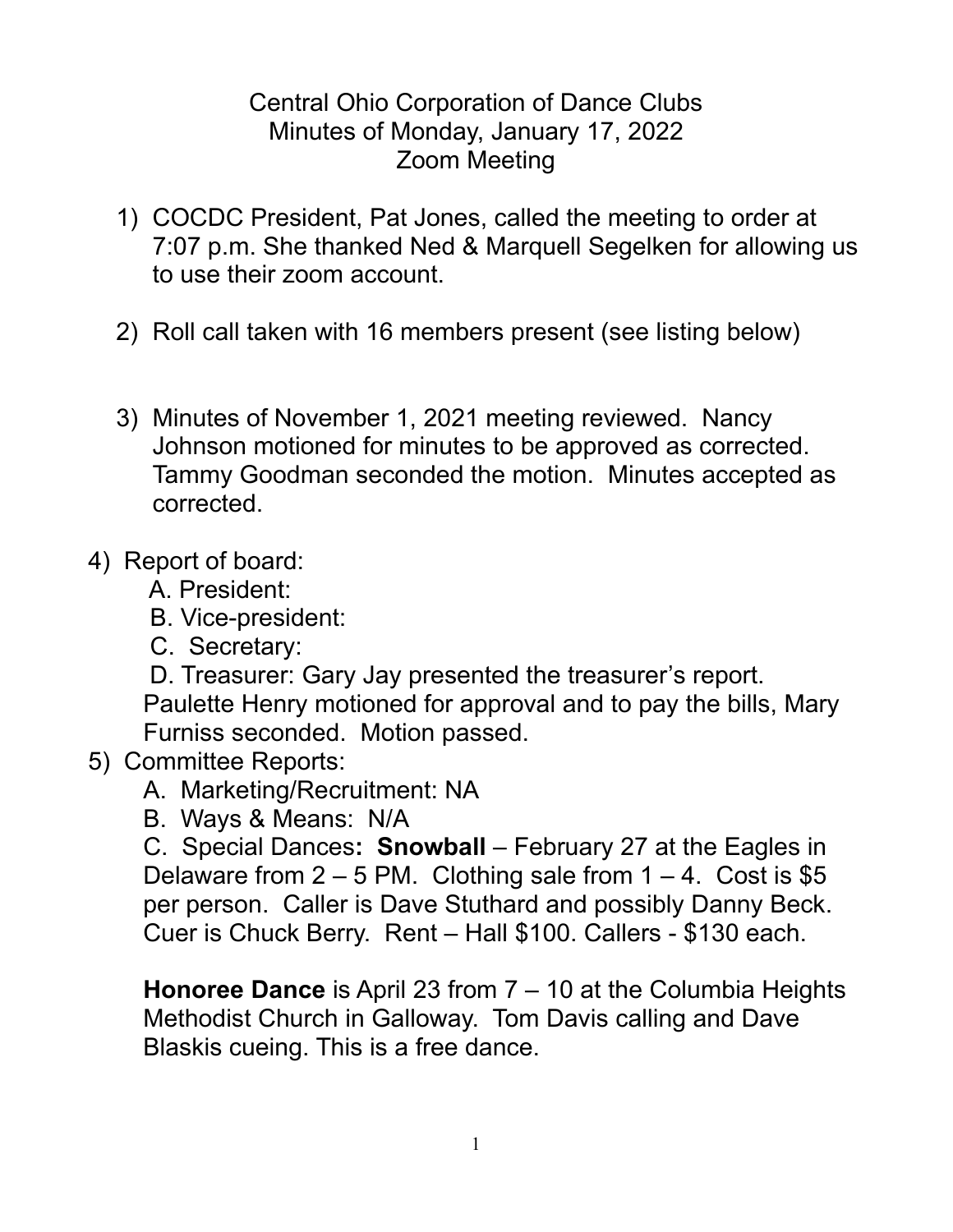Central Ohio Corporation of Dance Clubs
Minutes of Monday, January 17, 2022
Zoom Meeting

1) COCDC President, Pat Jones, called the meeting to order at 7:07 p.m. She thanked Ned & Marquell Segelken for allowing us to use their zoom account.

2) Roll call taken with 16 members present (see listing below)

3) Minutes of November 1, 2021 meeting reviewed. Nancy Johnson motioned for minutes to be approved as corrected. Tammy Goodman seconded the motion. Minutes accepted as corrected.

4) Report of board:
   A. President:
   B. Vice-president:
   C. Secretary:
   D. Treasurer: Gary Jay presented the treasurer's report. Paulette Henry motioned for approval and to pay the bills, Mary Furniss seconded. Motion passed.

5) Committee Reports:
   A. Marketing/Recruitment: NA
   B. Ways & Means: N/A
   C. Special Dances**:** **Snowball** – February 27 at the Eagles in Delaware from 2 – 5 PM. Clothing sale from 1 – 4. Cost is $5 per person. Caller is Dave Stuthard and possibly Danny Beck. Cuer is Chuck Berry. Rent – Hall $100. Callers - $130 each.

   **Honoree Dance** is April 23 from 7 – 10 at the Columbia Heights Methodist Church in Galloway. Tom Davis calling and Dave Blaskis cueing. This is a free dance.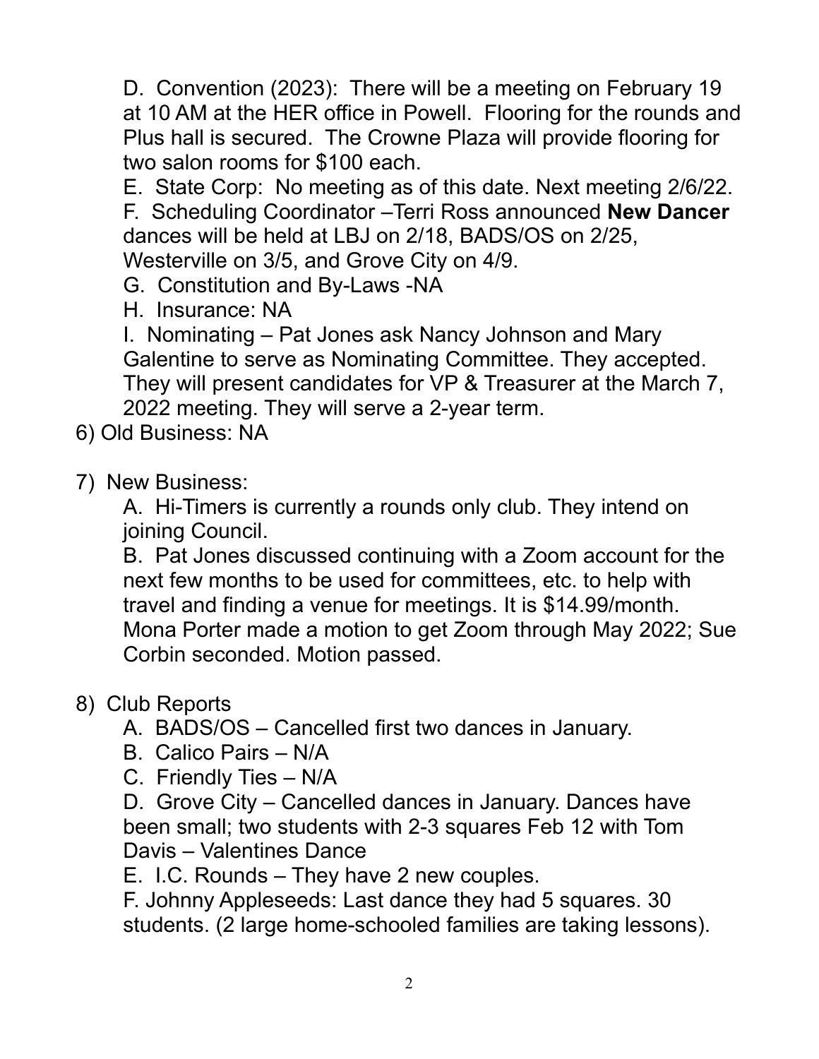D. Convention (2023): There will be a meeting on February 19 at 10 AM at the HER office in Powell. Flooring for the rounds and Plus hall is secured. The Crowne Plaza will provide flooring for two salon rooms for $100 each.

E. State Corp: No meeting as of this date. Next meeting 2/6/22.

F. Scheduling Coordinator –Terri Ross announced **New Dancer** dances will be held at LBJ on 2/18, BADS/OS on 2/25, Westerville on 3/5, and Grove City on 4/9.

G. Constitution and By-Laws -NA

H. Insurance: NA

I. Nominating – Pat Jones ask Nancy Johnson and Mary Galentine to serve as Nominating Committee. They accepted. They will present candidates for VP & Treasurer at the March 7, 2022 meeting. They will serve a 2-year term.

6) Old Business: NA

7) New Business:

A. Hi-Timers is currently a rounds only club. They intend on joining Council.

B. Pat Jones discussed continuing with a Zoom account for the next few months to be used for committees, etc. to help with travel and finding a venue for meetings. It is $14.99/month. Mona Porter made a motion to get Zoom through May 2022; Sue Corbin seconded. Motion passed.

8) Club Reports

A. BADS/OS – Cancelled first two dances in January.

B. Calico Pairs – N/A

C. Friendly Ties – N/A

D. Grove City – Cancelled dances in January. Dances have been small; two students with 2-3 squares Feb 12 with Tom Davis – Valentines Dance

E. I.C. Rounds – They have 2 new couples.

F. Johnny Appleseeds: Last dance they had 5 squares. 30 students. (2 large home-schooled families are taking lessons).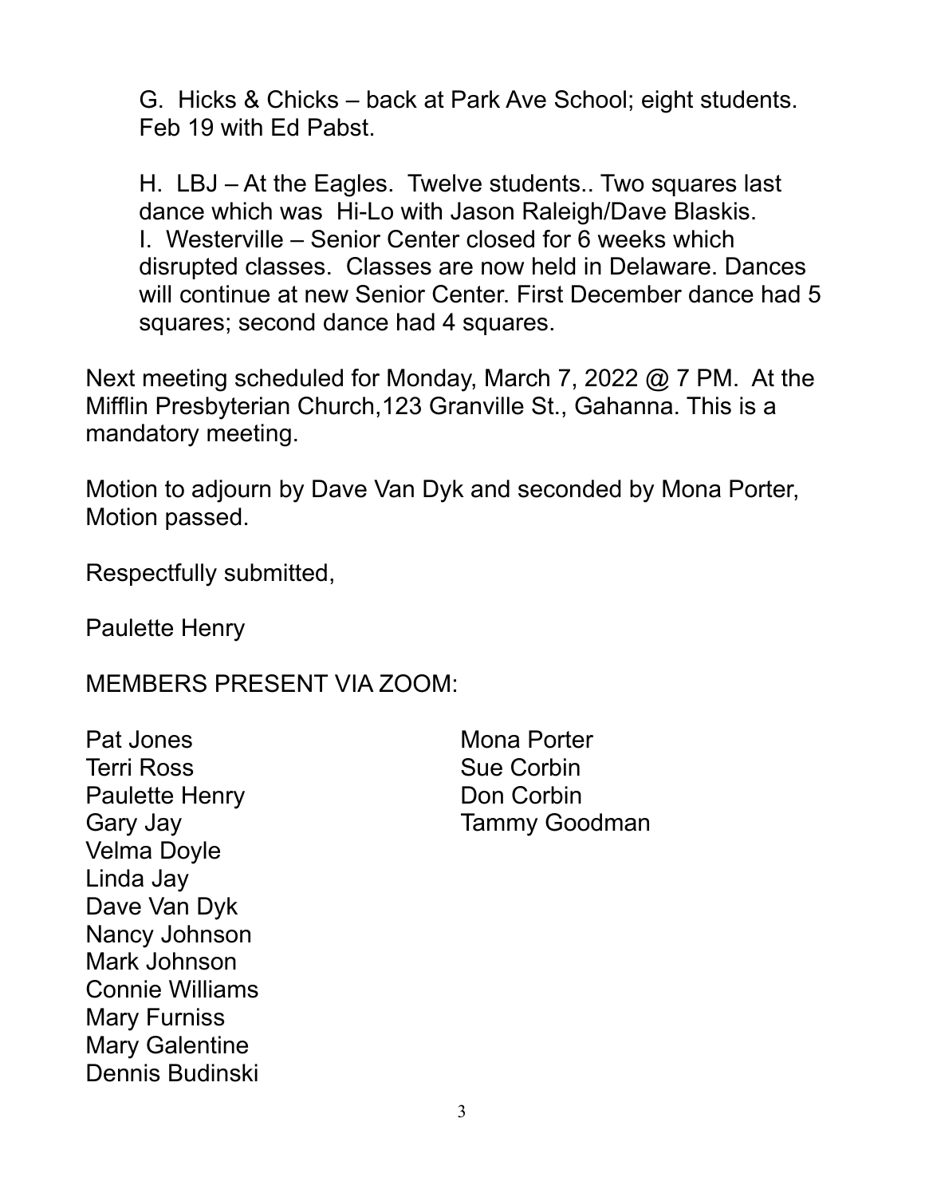G. Hicks & Chicks – back at Park Ave School; eight students. Feb 19 with Ed Pabst.

H. LBJ – At the Eagles. Twelve students.. Two squares last dance which was Hi-Lo with Jason Raleigh/Dave Blaskis.

I. Westerville – Senior Center closed for 6 weeks which disrupted classes. Classes are now held in Delaware. Dances will continue at new Senior Center. First December dance had 5 squares; second dance had 4 squares.

Next meeting scheduled for Monday, March 7, 2022 @ 7 PM. At the Mifflin Presbyterian Church,123 Granville St., Gahanna. This is a mandatory meeting.

Motion to adjourn by Dave Van Dyk and seconded by Mona Porter, Motion passed.

Respectfully submitted,

Paulette Henry

MEMBERS PRESENT VIA ZOOM:

Pat Jones
Terri Ross
Paulette Henry
Gary Jay
Velma Doyle
Linda Jay
Dave Van Dyk
Nancy Johnson
Mark Johnson
Connie Williams
Mary Furniss
Mary Galentine
Dennis Budinski
Mona Porter
Sue Corbin
Don Corbin
Tammy Goodman